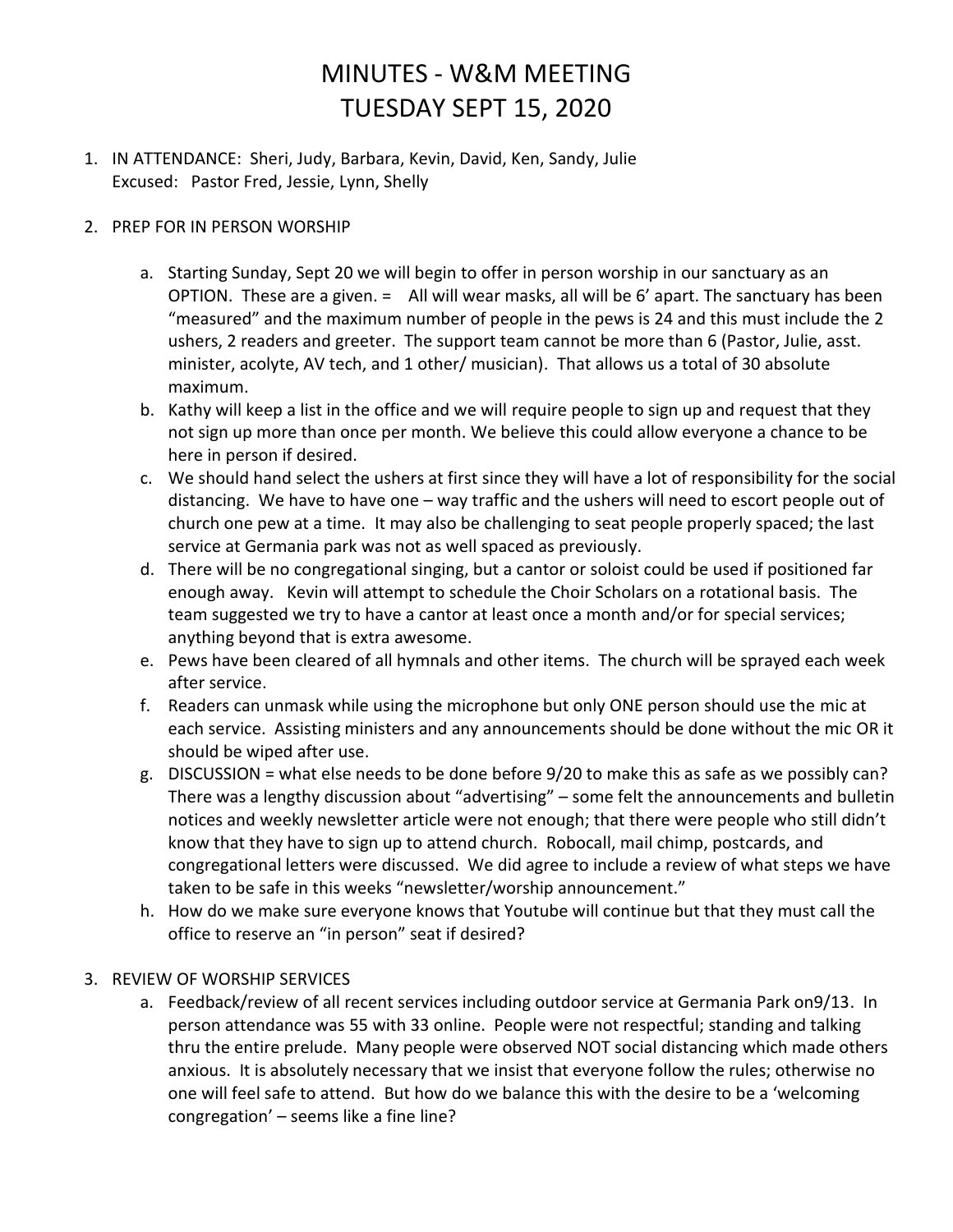# MINUTES - W&M MEETING
# TUESDAY SEPT 15, 2020

1. IN ATTENDANCE: Sheri, Judy, Barbara, Kevin, David, Ken, Sandy, Julie
   Excused: Pastor Fred, Jessie, Lynn, Shelly

2. PREP FOR IN PERSON WORSHIP

   a. Starting Sunday, Sept 20 we will begin to offer in person worship in our sanctuary as an OPTION. These are a given. = All will wear masks, all will be 6' apart. The sanctuary has been "measured" and the maximum number of people in the pews is 24 and this must include the 2 ushers, 2 readers and greeter. The support team cannot be more than 6 (Pastor, Julie, asst. minister, acolyte, AV tech, and 1 other/ musician). That allows us a total of 30 absolute maximum.
   b. Kathy will keep a list in the office and we will require people to sign up and request that they not sign up more than once per month. We believe this could allow everyone a chance to be here in person if desired.
   c. We should hand select the ushers at first since they will have a lot of responsibility for the social distancing. We have to have one – way traffic and the ushers will need to escort people out of church one pew at a time. It may also be challenging to seat people properly spaced; the last service at Germania park was not as well spaced as previously.
   d. There will be no congregational singing, but a cantor or soloist could be used if positioned far enough away. Kevin will attempt to schedule the Choir Scholars on a rotational basis. The team suggested we try to have a cantor at least once a month and/or for special services; anything beyond that is extra awesome.
   e. Pews have been cleared of all hymnals and other items. The church will be sprayed each week after service.
   f. Readers can unmask while using the microphone but only ONE person should use the mic at each service. Assisting ministers and any announcements should be done without the mic OR it should be wiped after use.
   g. DISCUSSION = what else needs to be done before 9/20 to make this as safe as we possibly can? There was a lengthy discussion about "advertising" – some felt the announcements and bulletin notices and weekly newsletter article were not enough; that there were people who still didn't know that they have to sign up to attend church. Robocall, mail chimp, postcards, and congregational letters were discussed. We did agree to include a review of what steps we have taken to be safe in this weeks "newsletter/worship announcement."
   h. How do we make sure everyone knows that Youtube will continue but that they must call the office to reserve an "in person" seat if desired?

3. REVIEW OF WORSHIP SERVICES

   a. Feedback/review of all recent services including outdoor service at Germania Park on9/13. In person attendance was 55 with 33 online. People were not respectful; standing and talking thru the entire prelude. Many people were observed NOT social distancing which made others anxious. It is absolutely necessary that we insist that everyone follow the rules; otherwise no one will feel safe to attend. But how do we balance this with the desire to be a 'welcoming congregation' – seems like a fine line?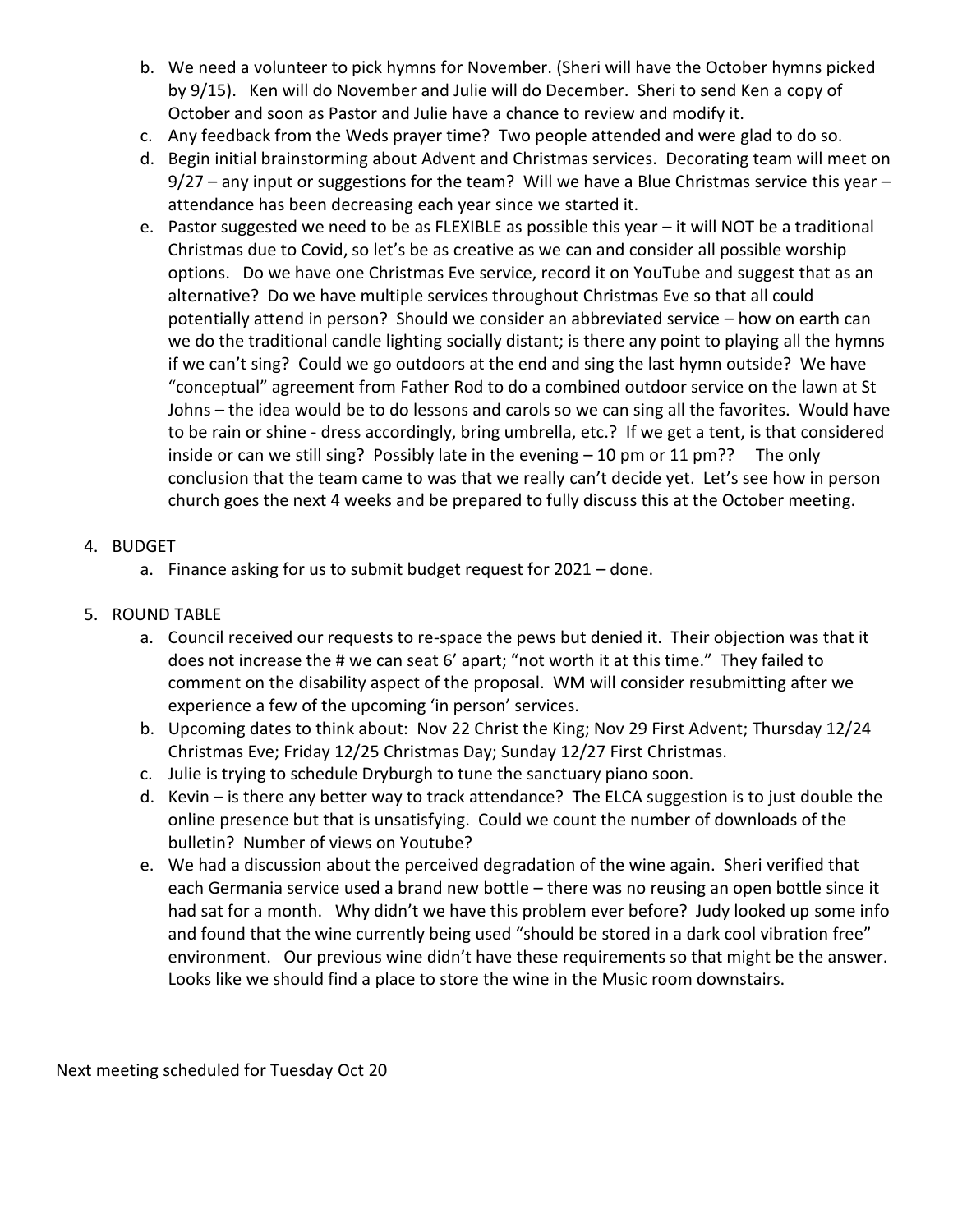b. We need a volunteer to pick hymns for November. (Sheri will have the October hymns picked by 9/15). Ken will do November and Julie will do December. Sheri to send Ken a copy of October and soon as Pastor and Julie have a chance to review and modify it.

c. Any feedback from the Weds prayer time? Two people attended and were glad to do so.

d. Begin initial brainstorming about Advent and Christmas services. Decorating team will meet on 9/27 – any input or suggestions for the team? Will we have a Blue Christmas service this year – attendance has been decreasing each year since we started it.

e. Pastor suggested we need to be as FLEXIBLE as possible this year – it will NOT be a traditional Christmas due to Covid, so let's be as creative as we can and consider all possible worship options. Do we have one Christmas Eve service, record it on YouTube and suggest that as an alternative? Do we have multiple services throughout Christmas Eve so that all could potentially attend in person? Should we consider an abbreviated service – how on earth can we do the traditional candle lighting socially distant; is there any point to playing all the hymns if we can't sing? Could we go outdoors at the end and sing the last hymn outside? We have "conceptual" agreement from Father Rod to do a combined outdoor service on the lawn at St Johns – the idea would be to do lessons and carols so we can sing all the favorites. Would have to be rain or shine - dress accordingly, bring umbrella, etc.? If we get a tent, is that considered inside or can we still sing? Possibly late in the evening – 10 pm or 11 pm?? The only conclusion that the team came to was that we really can't decide yet. Let's see how in person church goes the next 4 weeks and be prepared to fully discuss this at the October meeting.

4. BUDGET
   a. Finance asking for us to submit budget request for 2021 – done.

5. ROUND TABLE
   a. Council received our requests to re-space the pews but denied it. Their objection was that it does not increase the # we can seat 6' apart; "not worth it at this time." They failed to comment on the disability aspect of the proposal. WM will consider resubmitting after we experience a few of the upcoming 'in person' services.
   b. Upcoming dates to think about: Nov 22 Christ the King; Nov 29 First Advent; Thursday 12/24 Christmas Eve; Friday 12/25 Christmas Day; Sunday 12/27 First Christmas.
   c. Julie is trying to schedule Dryburgh to tune the sanctuary piano soon.
   d. Kevin – is there any better way to track attendance? The ELCA suggestion is to just double the online presence but that is unsatisfying. Could we count the number of downloads of the bulletin? Number of views on Youtube?
   e. We had a discussion about the perceived degradation of the wine again. Sheri verified that each Germania service used a brand new bottle – there was no reusing an open bottle since it had sat for a month. Why didn't we have this problem ever before? Judy looked up some info and found that the wine currently being used "should be stored in a dark cool vibration free" environment. Our previous wine didn't have these requirements so that might be the answer. Looks like we should find a place to store the wine in the Music room downstairs.

Next meeting scheduled for Tuesday Oct 20